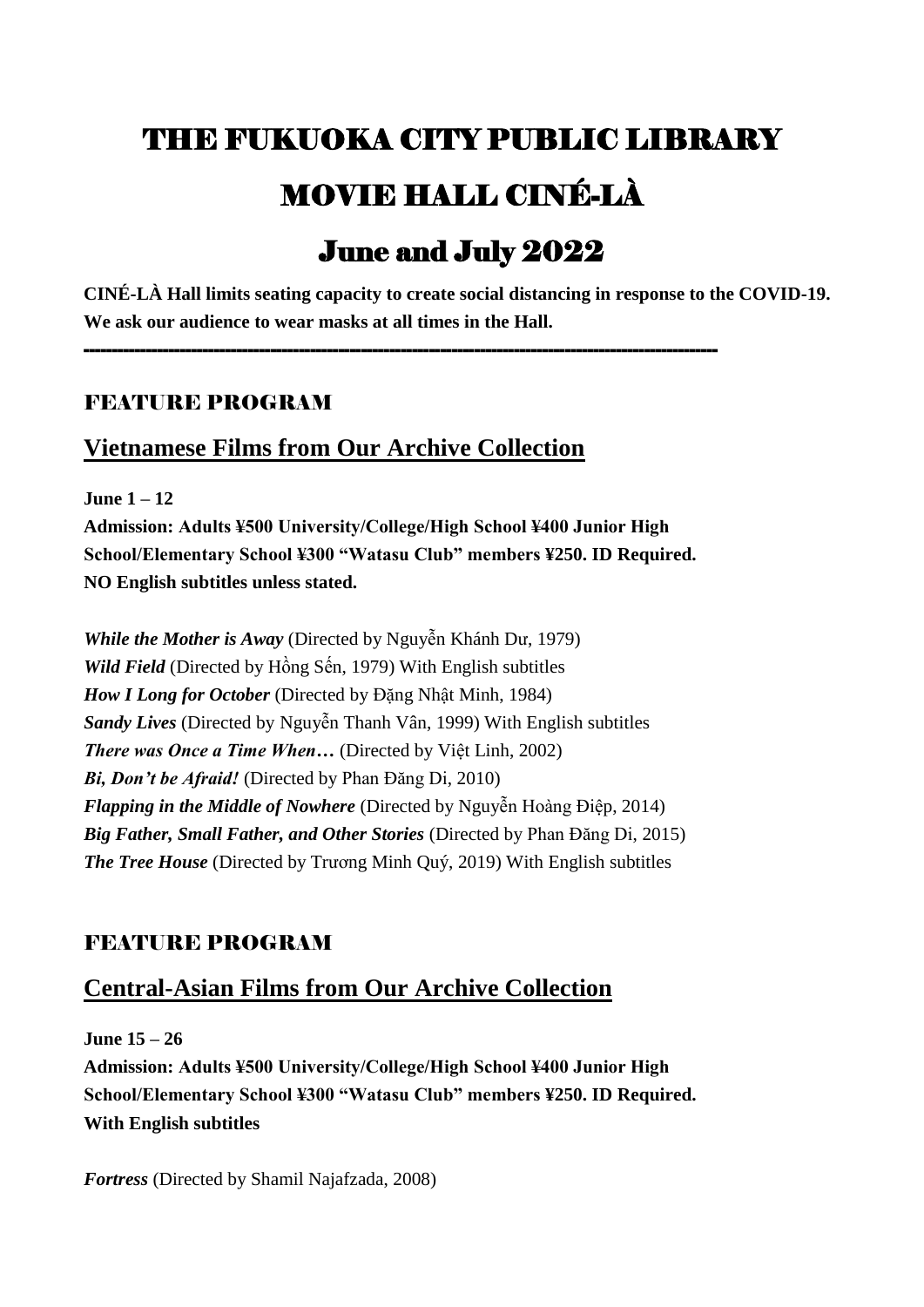# THE FUKUOKA CITY PUBLIC LIBRARY

# MOVIE HALL CINÉ-LÀ

## June and July 2022

**CINÉ-LÀ Hall limits seating capacity to create social distancing in response to the COVID-19. We ask our audience to wear masks at all times in the Hall.**

---

### FEATURE PROGRAM

## Vietnamese Films from Our Archive Collection

**June 1 – 12**

**Admission: Adults ¥500 University/College/High School ¥400 Junior High School/Elementary School ¥300 "Watasu Club" members ¥250. ID Required.**

**NO English subtitles unless stated.**

***While the Mother is Away*** (Directed by Nguyễn Khánh Dư, 1979)
***Wild Field*** (Directed by Hồng Sến, 1979) With English subtitles
***How I Long for October*** (Directed by Đặng Nhật Minh, 1984)
***Sandy Lives*** (Directed by Nguyễn Thanh Vân, 1999) With English subtitles
***There was Once a Time When…*** (Directed by Việt Linh, 2002)
***Bi, Don't be Afraid!*** (Directed by Phan Đăng Di, 2010)
***Flapping in the Middle of Nowhere*** (Directed by Nguyễn Hoàng Điệp, 2014)
***Big Father, Small Father, and Other Stories*** (Directed by Phan Đăng Di, 2015)
***The Tree House*** (Directed by Trương Minh Quý, 2019) With English subtitles

### FEATURE PROGRAM

## Central-Asian Films from Our Archive Collection

**June 15 – 26**

**Admission: Adults ¥500 University/College/High School ¥400 Junior High School/Elementary School ¥300 "Watasu Club" members ¥250. ID Required.**

**With English subtitles**

***Fortress*** (Directed by Shamil Najafzada, 2008)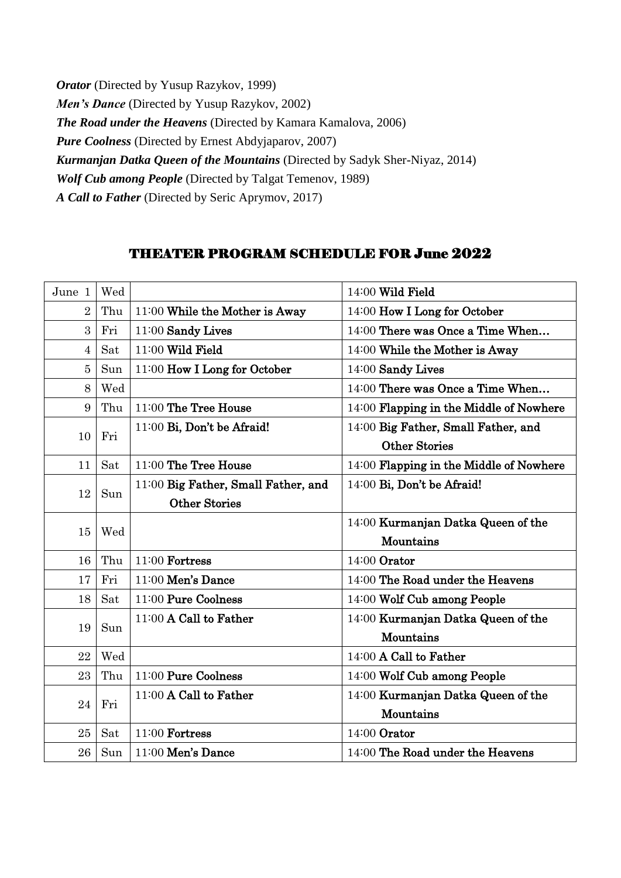***Orator*** (Directed by Yusup Razykov, 1999)
***Men's Dance*** (Directed by Yusup Razykov, 2002)
***The Road under the Heavens*** (Directed by Kamara Kamalova, 2006)
***Pure Coolness*** (Directed by Ernest Abdyjaparov, 2007)
***Kurmanjan Datka Queen of the Mountains*** (Directed by Sadyk Sher-Niyaz, 2014)
***Wolf Cub among People*** (Directed by Talgat Temenov, 1989)
***A Call to Father*** (Directed by Seric Aprymov, 2017)

## THEATER PROGRAM SCHEDULE FOR June 2022

| | | | |
|---|---|---|---|
| June 1 | Wed | | 14:00 **Wild Field** |
| 2 | Thu | 11:00 **While the Mother is Away** | 14:00 **How I Long for October** |
| 3 | Fri | 11:00 **Sandy Lives** | 14:00 **There was Once a Time When…** |
| 4 | Sat | 11:00 **Wild Field** | 14:00 **While the Mother is Away** |
| 5 | Sun | 11:00 **How I Long for October** | 14:00 **Sandy Lives** |
| 8 | Wed | | 14:00 **There was Once a Time When…** |
| 9 | Thu | 11:00 **The Tree House** | 14:00 **Flapping in the Middle of Nowhere** |
| 10 | Fri | 11:00 **Bi, Don't be Afraid!** | 14:00 **Big Father, Small Father, and Other Stories** |
| 11 | Sat | 11:00 **The Tree House** | 14:00 **Flapping in the Middle of Nowhere** |
| 12 | Sun | 11:00 **Big Father, Small Father, and Other Stories** | 14:00 **Bi, Don't be Afraid!** |
| 15 | Wed | | 14:00 **Kurmanjan Datka Queen of the Mountains** |
| 16 | Thu | 11:00 **Fortress** | 14:00 **Orator** |
| 17 | Fri | 11:00 **Men's Dance** | 14:00 **The Road under the Heavens** |
| 18 | Sat | 11:00 **Pure Coolness** | 14:00 **Wolf Cub among People** |
| 19 | Sun | 11:00 **A Call to Father** | 14:00 **Kurmanjan Datka Queen of the Mountains** |
| 22 | Wed | | 14:00 **A Call to Father** |
| 23 | Thu | 11:00 **Pure Coolness** | 14:00 **Wolf Cub among People** |
| 24 | Fri | 11:00 **A Call to Father** | 14:00 **Kurmanjan Datka Queen of the Mountains** |
| 25 | Sat | 11:00 **Fortress** | 14:00 **Orator** |
| 26 | Sun | 11:00 **Men's Dance** | 14:00 **The Road under the Heavens** |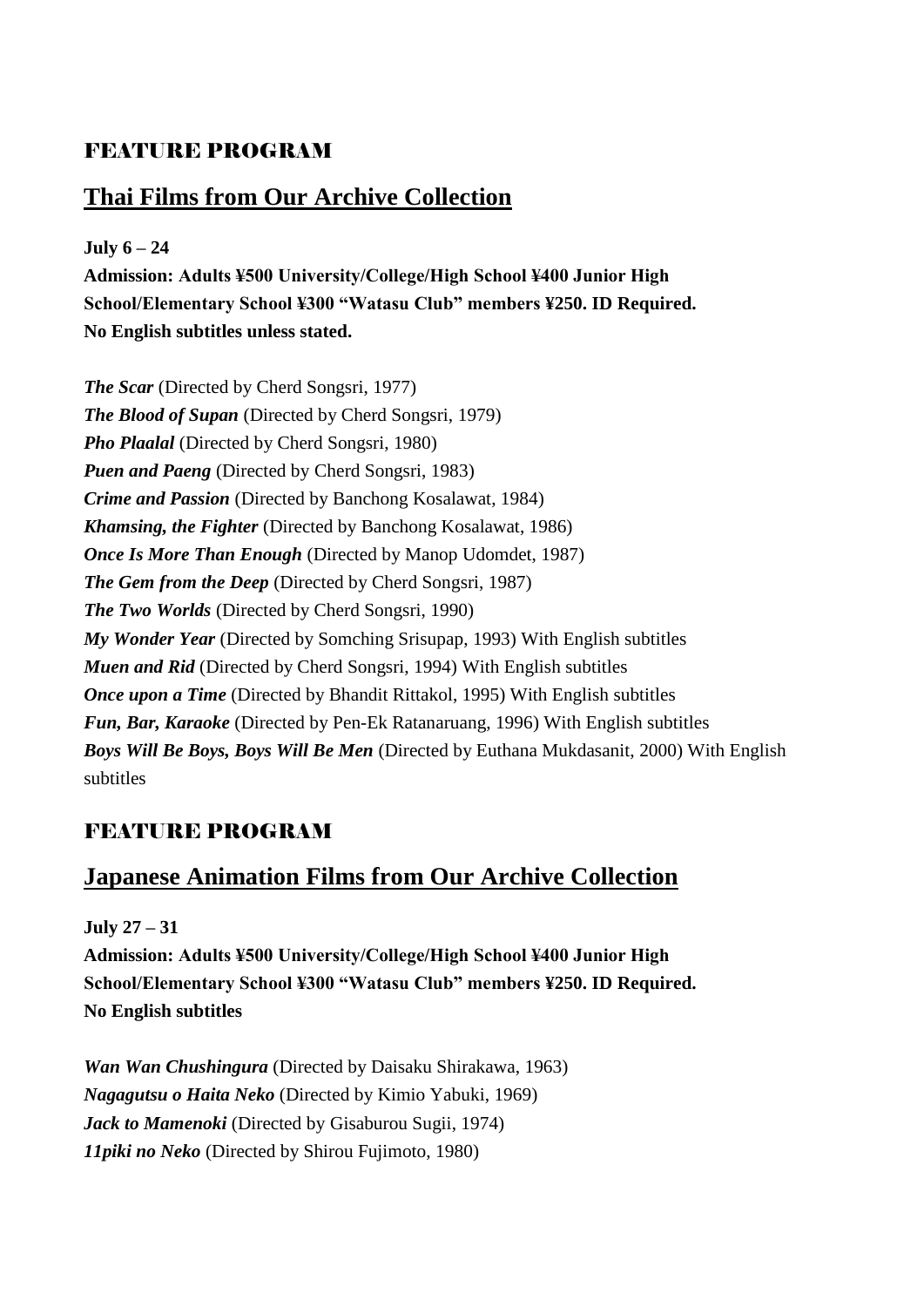## FEATURE PROGRAM

# Thai Films from Our Archive Collection

**July 6 – 24**

**Admission: Adults ¥500 University/College/High School ¥400 Junior High School/Elementary School ¥300 "Watasu Club" members ¥250. ID Required. No English subtitles unless stated.**

***The Scar*** (Directed by Cherd Songsri, 1977)
***The Blood of Supan*** (Directed by Cherd Songsri, 1979)
***Pho Plaalal*** (Directed by Cherd Songsri, 1980)
***Puen and Paeng*** (Directed by Cherd Songsri, 1983)
***Crime and Passion*** (Directed by Banchong Kosalawat, 1984)
***Khamsing, the Fighter*** (Directed by Banchong Kosalawat, 1986)
***Once Is More Than Enough*** (Directed by Manop Udomdet, 1987)
***The Gem from the Deep*** (Directed by Cherd Songsri, 1987)
***The Two Worlds*** (Directed by Cherd Songsri, 1990)
***My Wonder Year*** (Directed by Somching Srisupap, 1993) With English subtitles
***Muen and Rid*** (Directed by Cherd Songsri, 1994) With English subtitles
***Once upon a Time*** (Directed by Bhandit Rittakol, 1995) With English subtitles
***Fun, Bar, Karaoke*** (Directed by Pen-Ek Ratanaruang, 1996) With English subtitles
***Boys Will Be Boys, Boys Will Be Men*** (Directed by Euthana Mukdasanit, 2000) With English subtitles

## FEATURE PROGRAM

# Japanese Animation Films from Our Archive Collection

**July 27 – 31**

**Admission: Adults ¥500 University/College/High School ¥400 Junior High School/Elementary School ¥300 "Watasu Club" members ¥250. ID Required. No English subtitles**

***Wan Wan Chushingura*** (Directed by Daisaku Shirakawa, 1963)
***Nagagutsu o Haita Neko*** (Directed by Kimio Yabuki, 1969)
***Jack to Mamenoki*** (Directed by Gisaburou Sugii, 1974)
***11piki no Neko*** (Directed by Shirou Fujimoto, 1980)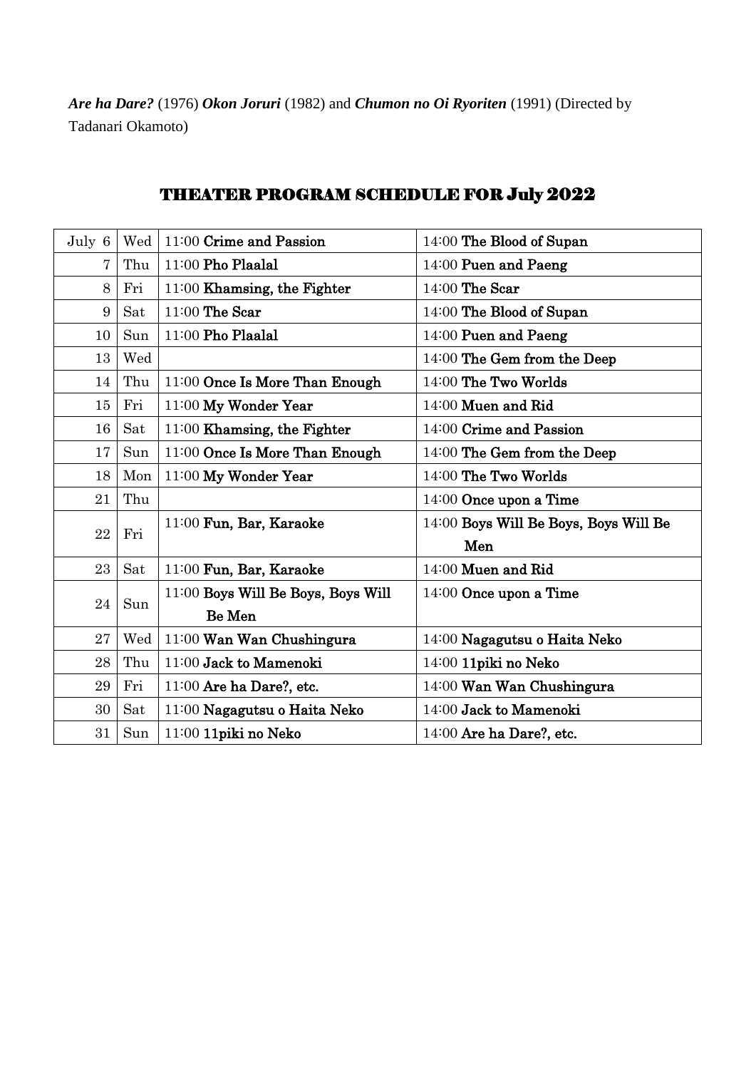***Are ha Dare?*** (1976) ***Okon Joruri*** (1982) and ***Chumon no Oi Ryoriten*** (1991) (Directed by Tadanari Okamoto)

## THEATER PROGRAM SCHEDULE FOR July 2022

| | | | |
|---|---|---|---|
| July 6 | Wed | 11:00 **Crime and Passion** | 14:00 **The Blood of Supan** |
| 7 | Thu | 11:00 **Pho Plaalal** | 14:00 **Puen and Paeng** |
| 8 | Fri | 11:00 **Khamsing, the Fighter** | 14:00 **The Scar** |
| 9 | Sat | 11:00 **The Scar** | 14:00 **The Blood of Supan** |
| 10 | Sun | 11:00 **Pho Plaalal** | 14:00 **Puen and Paeng** |
| 13 | Wed | | 14:00 **The Gem from the Deep** |
| 14 | Thu | 11:00 **Once Is More Than Enough** | 14:00 **The Two Worlds** |
| 15 | Fri | 11:00 **My Wonder Year** | 14:00 **Muen and Rid** |
| 16 | Sat | 11:00 **Khamsing, the Fighter** | 14:00 **Crime and Passion** |
| 17 | Sun | 11:00 **Once Is More Than Enough** | 14:00 **The Gem from the Deep** |
| 18 | Mon | 11:00 **My Wonder Year** | 14:00 **The Two Worlds** |
| 21 | Thu | | 14:00 **Once upon a Time** |
| 22 | Fri | 11:00 **Fun, Bar, Karaoke** | 14:00 **Boys Will Be Boys, Boys Will Be Men** |
| 23 | Sat | 11:00 **Fun, Bar, Karaoke** | 14:00 **Muen and Rid** |
| 24 | Sun | 11:00 **Boys Will Be Boys, Boys Will Be Men** | 14:00 **Once upon a Time** |
| 27 | Wed | 11:00 **Wan Wan Chushingura** | 14:00 **Nagagutsu o Haita Neko** |
| 28 | Thu | 11:00 **Jack to Mamenoki** | 14:00 **11piki no Neko** |
| 29 | Fri | 11:00 **Are ha Dare?, etc.** | 14:00 **Wan Wan Chushingura** |
| 30 | Sat | 11:00 **Nagagutsu o Haita Neko** | 14:00 **Jack to Mamenoki** |
| 31 | Sun | 11:00 **11piki no Neko** | 14:00 **Are ha Dare?, etc.** |